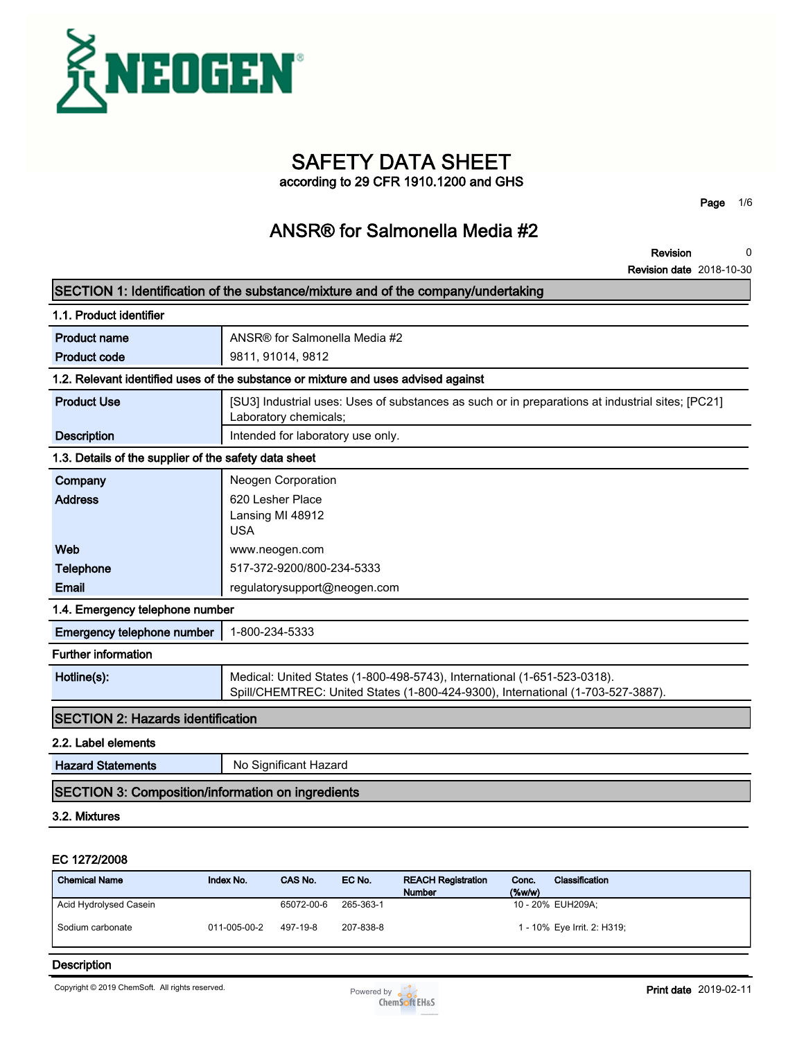# SAFETY DATA SHEET

according to 29 CFR 1910.1200 and GHS

## ANSR® for Salmonella Media #2

**Revision** 0
**Revision date** 2018-10-30

## SECTION 1: Identification of the substance/mixture and of the company/undertaking

### 1.1. Product identifier

| | |
|---|---|
| **Product name** | ANSR® for Salmonella Media #2 |
| **Product code** | 9811, 91014, 9812 |

### 1.2. Relevant identified uses of the substance or mixture and uses advised against

| | |
|---|---|
| **Product Use** | [SU3] Industrial uses: Uses of substances as such or in preparations at industrial sites; [PC21] Laboratory chemicals; |
| **Description** | Intended for laboratory use only. |

### 1.3. Details of the supplier of the safety data sheet

| | |
|---|---|
| **Company** | Neogen Corporation |
| **Address** | 620 Lesher Place<br>Lansing MI 48912<br>USA |
| **Web** | www.neogen.com |
| **Telephone** | 517-372-9200/800-234-5333 |
| **Email** | regulatorysupport@neogen.com |

### 1.4. Emergency telephone number

| | |
|---|---|
| **Emergency telephone number** | 1-800-234-5333 |

### Further information

| | |
|---|---|
| **Hotline(s):** | Medical: United States (1-800-498-5743), International (1-651-523-0318).<br>Spill/CHEMTREC: United States (1-800-424-9300), International (1-703-527-3887). |

## SECTION 2: Hazards identification

### 2.2. Label elements

| | |
|---|---|
| **Hazard Statements** | No Significant Hazard |

## SECTION 3: Composition/information on ingredients

### 3.2. Mixtures

**EC 1272/2008**

| Chemical Name | Index No. | CAS No. | EC No. | REACH Registration Number | Conc. (%w/w) | Classification |
|---|---|---|---|---|---|---|
| Acid Hydrolysed Casein | | 65072-00-6 | 265-363-1 | | 10 - 20% | EUH209A; |
| Sodium carbonate | 011-005-00-2 | 497-19-8 | 207-838-8 | | 1 - 10% | Eye Irrit. 2: H319; |

### Description

Copyright © 2019 ChemSoft. All rights reserved.

**Print date** 2019-02-11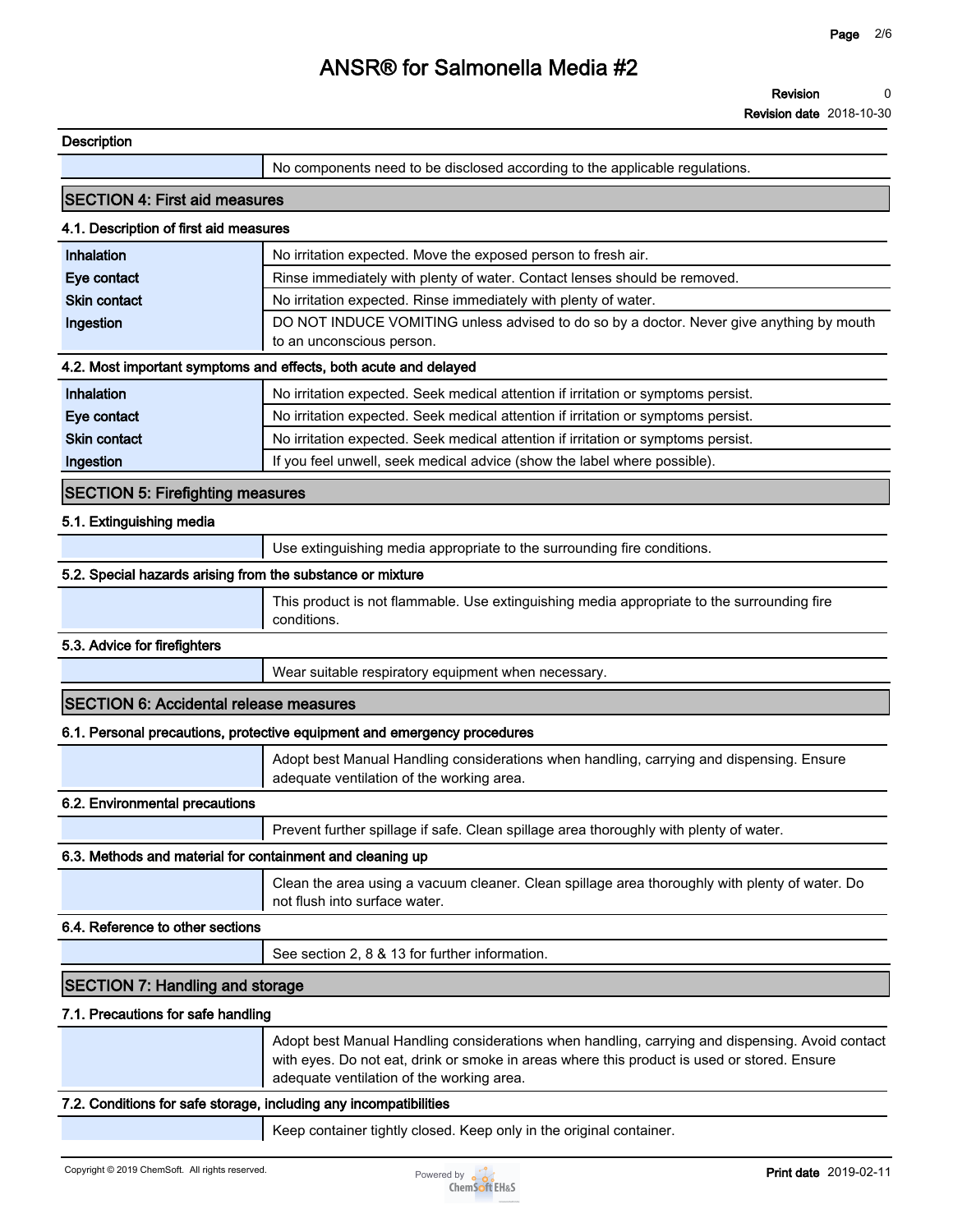## Description

| | |
|---|---|
| | No components need to be disclosed according to the applicable regulations. |

## SECTION 4: First aid measures

### 4.1. Description of first aid measures

| | |
|---|---|
| **Inhalation** | No irritation expected. Move the exposed person to fresh air. |
| **Eye contact** | Rinse immediately with plenty of water. Contact lenses should be removed. |
| **Skin contact** | No irritation expected. Rinse immediately with plenty of water. |
| **Ingestion** | DO NOT INDUCE VOMITING unless advised to do so by a doctor. Never give anything by mouth to an unconscious person. |

### 4.2. Most important symptoms and effects, both acute and delayed

| | |
|---|---|
| **Inhalation** | No irritation expected. Seek medical attention if irritation or symptoms persist. |
| **Eye contact** | No irritation expected. Seek medical attention if irritation or symptoms persist. |
| **Skin contact** | No irritation expected. Seek medical attention if irritation or symptoms persist. |
| **Ingestion** | If you feel unwell, seek medical advice (show the label where possible). |

## SECTION 5: Firefighting measures

### 5.1. Extinguishing media

| | |
|---|---|
| | Use extinguishing media appropriate to the surrounding fire conditions. |

### 5.2. Special hazards arising from the substance or mixture

| | |
|---|---|
| | This product is not flammable. Use extinguishing media appropriate to the surrounding fire conditions. |

### 5.3. Advice for firefighters

| | |
|---|---|
| | Wear suitable respiratory equipment when necessary. |

## SECTION 6: Accidental release measures

### 6.1. Personal precautions, protective equipment and emergency procedures

| | |
|---|---|
| | Adopt best Manual Handling considerations when handling, carrying and dispensing. Ensure adequate ventilation of the working area. |

### 6.2. Environmental precautions

| | |
|---|---|
| | Prevent further spillage if safe. Clean spillage area thoroughly with plenty of water. |

### 6.3. Methods and material for containment and cleaning up

| | |
|---|---|
| | Clean the area using a vacuum cleaner. Clean spillage area thoroughly with plenty of water. Do not flush into surface water. |

### 6.4. Reference to other sections

| | |
|---|---|
| | See section 2, 8 & 13 for further information. |

## SECTION 7: Handling and storage

### 7.1. Precautions for safe handling

| | |
|---|---|
| | Adopt best Manual Handling considerations when handling, carrying and dispensing. Avoid contact with eyes. Do not eat, drink or smoke in areas where this product is used or stored. Ensure adequate ventilation of the working area. |

### 7.2. Conditions for safe storage, including any incompatibilities

| | |
|---|---|
| | Keep container tightly closed. Keep only in the original container. |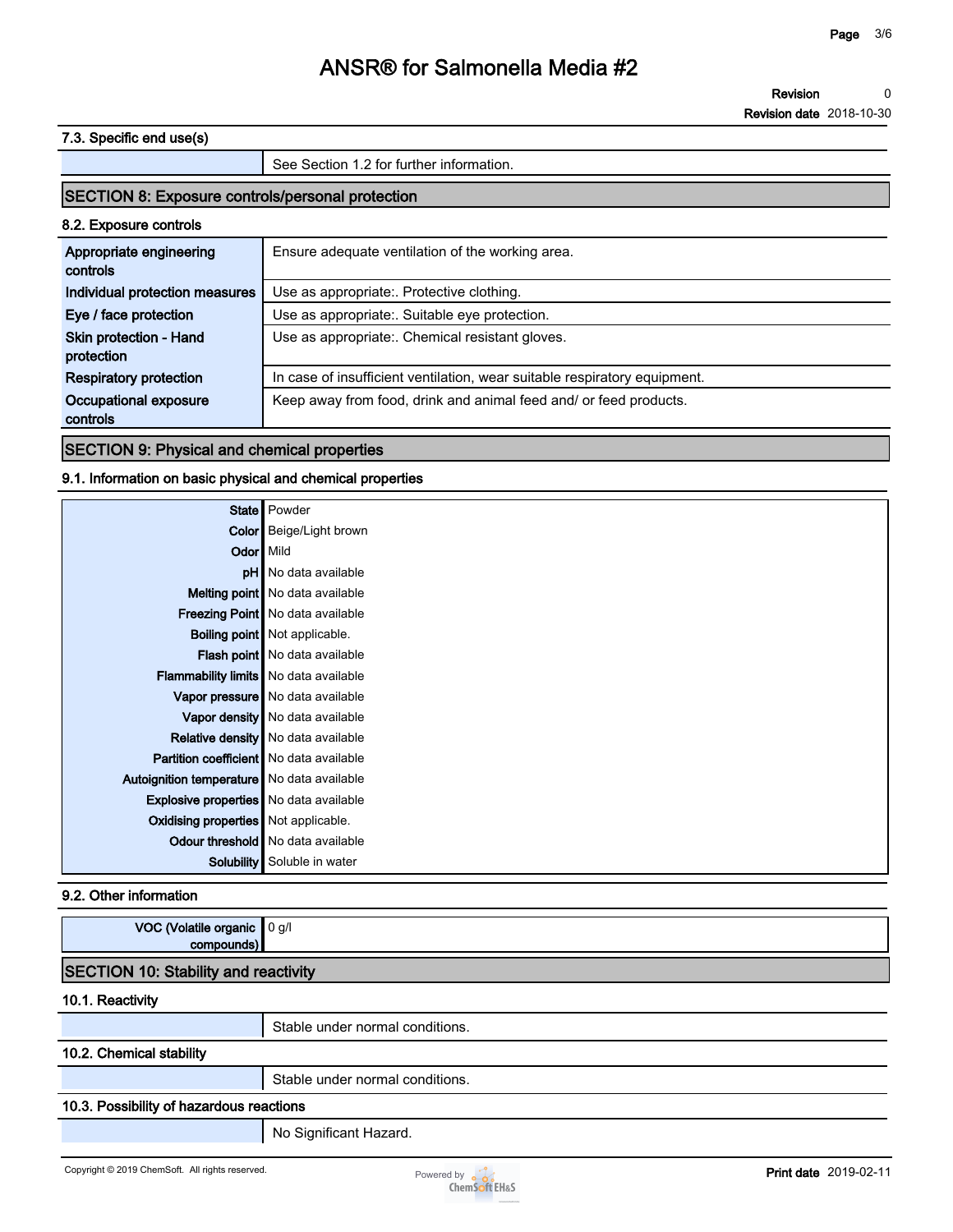### 7.3. Specific end use(s)

| | |
|---|---|
| | See Section 1.2 for further information. |

## SECTION 8: Exposure controls/personal protection

### 8.2. Exposure controls

| | |
|---|---|
| **Appropriate engineering controls** | Ensure adequate ventilation of the working area. |
| **Individual protection measures** | Use as appropriate:. Protective clothing. |
| **Eye / face protection** | Use as appropriate:. Suitable eye protection. |
| **Skin protection - Hand protection** | Use as appropriate:. Chemical resistant gloves. |
| **Respiratory protection** | In case of insufficient ventilation, wear suitable respiratory equipment. |
| **Occupational exposure controls** | Keep away from food, drink and animal feed and/ or feed products. |

## SECTION 9: Physical and chemical properties

### 9.1. Information on basic physical and chemical properties

| | |
|---|---|
| **State** | Powder |
| **Color** | Beige/Light brown |
| **Odor** | Mild |
| **pH** | No data available |
| **Melting point** | No data available |
| **Freezing Point** | No data available |
| **Boiling point** | Not applicable. |
| **Flash point** | No data available |
| **Flammability limits** | No data available |
| **Vapor pressure** | No data available |
| **Vapor density** | No data available |
| **Relative density** | No data available |
| **Partition coefficient** | No data available |
| **Autoignition temperature** | No data available |
| **Explosive properties** | No data available |
| **Oxidising properties** | Not applicable. |
| **Odour threshold** | No data available |
| **Solubility** | Soluble in water |

### 9.2. Other information

| | |
|---|---|
| **VOC (Volatile organic compounds)** | 0 g/l |

## SECTION 10: Stability and reactivity

### 10.1. Reactivity

| | |
|---|---|
| | Stable under normal conditions. |

### 10.2. Chemical stability

| | |
|---|---|
| | Stable under normal conditions. |

### 10.3. Possibility of hazardous reactions

| | |
|---|---|
| | No Significant Hazard. |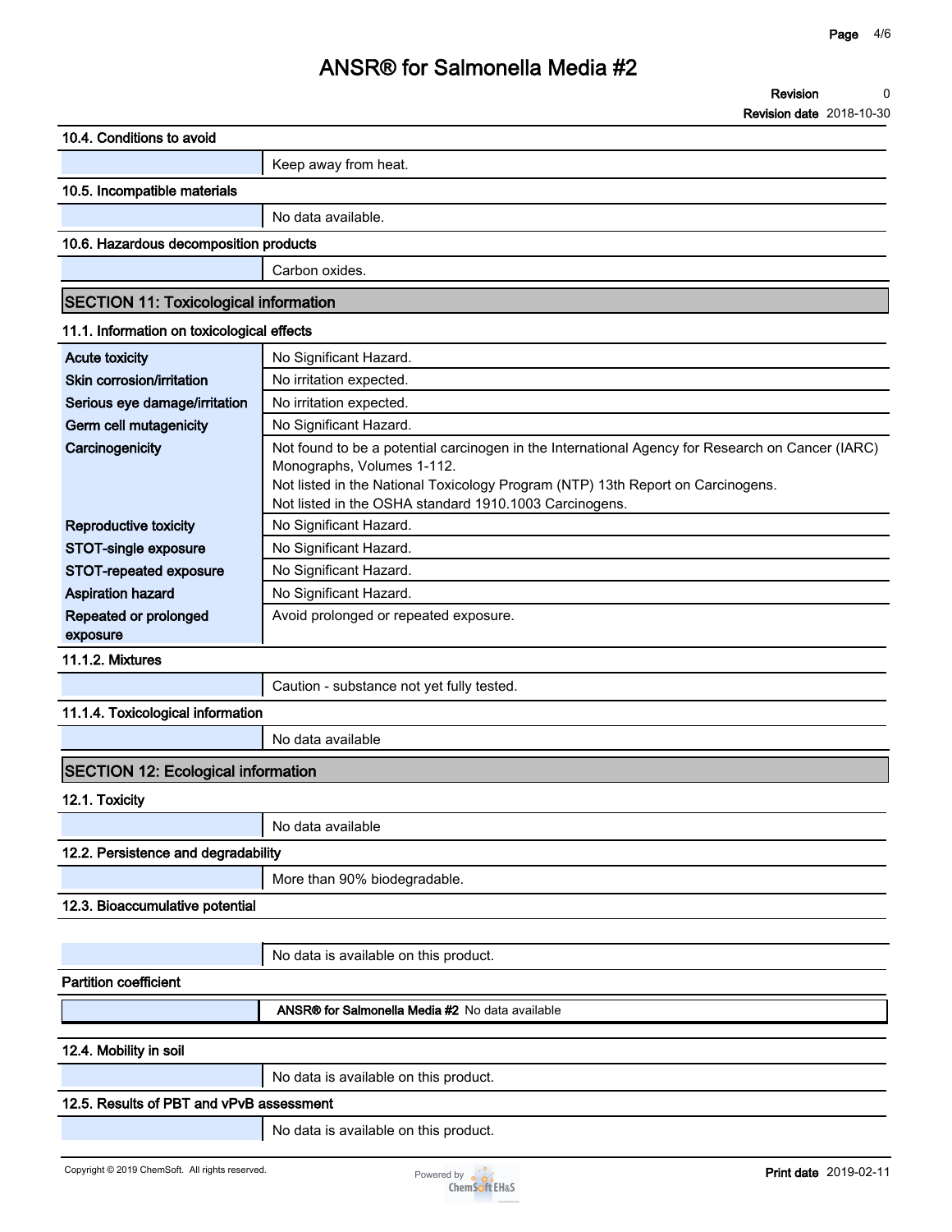### 10.4. Conditions to avoid

| | |
|---|---|
| | Keep away from heat. |

### 10.5. Incompatible materials

| | |
|---|---|
| | No data available. |

### 10.6. Hazardous decomposition products

| | |
|---|---|
| | Carbon oxides. |

## SECTION 11: Toxicological information

### 11.1. Information on toxicological effects

| | |
|---|---|
| **Acute toxicity** | No Significant Hazard. |
| **Skin corrosion/irritation** | No irritation expected. |
| **Serious eye damage/irritation** | No irritation expected. |
| **Germ cell mutagenicity** | No Significant Hazard. |
| **Carcinogenicity** | Not found to be a potential carcinogen in the International Agency for Research on Cancer (IARC) Monographs, Volumes 1-112.<br>Not listed in the National Toxicology Program (NTP) 13th Report on Carcinogens.<br>Not listed in the OSHA standard 1910.1003 Carcinogens. |
| **Reproductive toxicity** | No Significant Hazard. |
| **STOT-single exposure** | No Significant Hazard. |
| **STOT-repeated exposure** | No Significant Hazard. |
| **Aspiration hazard** | No Significant Hazard. |
| **Repeated or prolonged exposure** | Avoid prolonged or repeated exposure. |

### 11.1.2. Mixtures

| | |
|---|---|
| | Caution - substance not yet fully tested. |

### 11.1.4. Toxicological information

| | |
|---|---|
| | No data available |

## SECTION 12: Ecological information

### 12.1. Toxicity

| | |
|---|---|
| | No data available |

### 12.2. Persistence and degradability

| | |
|---|---|
| | More than 90% biodegradable. |

### 12.3. Bioaccumulative potential

| | |
|---|---|
| | No data is available on this product. |

**Partition coefficient**

| | |
|---|---|
| | **ANSR® for Salmonella Media #2** No data available |

### 12.4. Mobility in soil

| | |
|---|---|
| | No data is available on this product. |

### 12.5. Results of PBT and vPvB assessment

| | |
|---|---|
| | No data is available on this product. |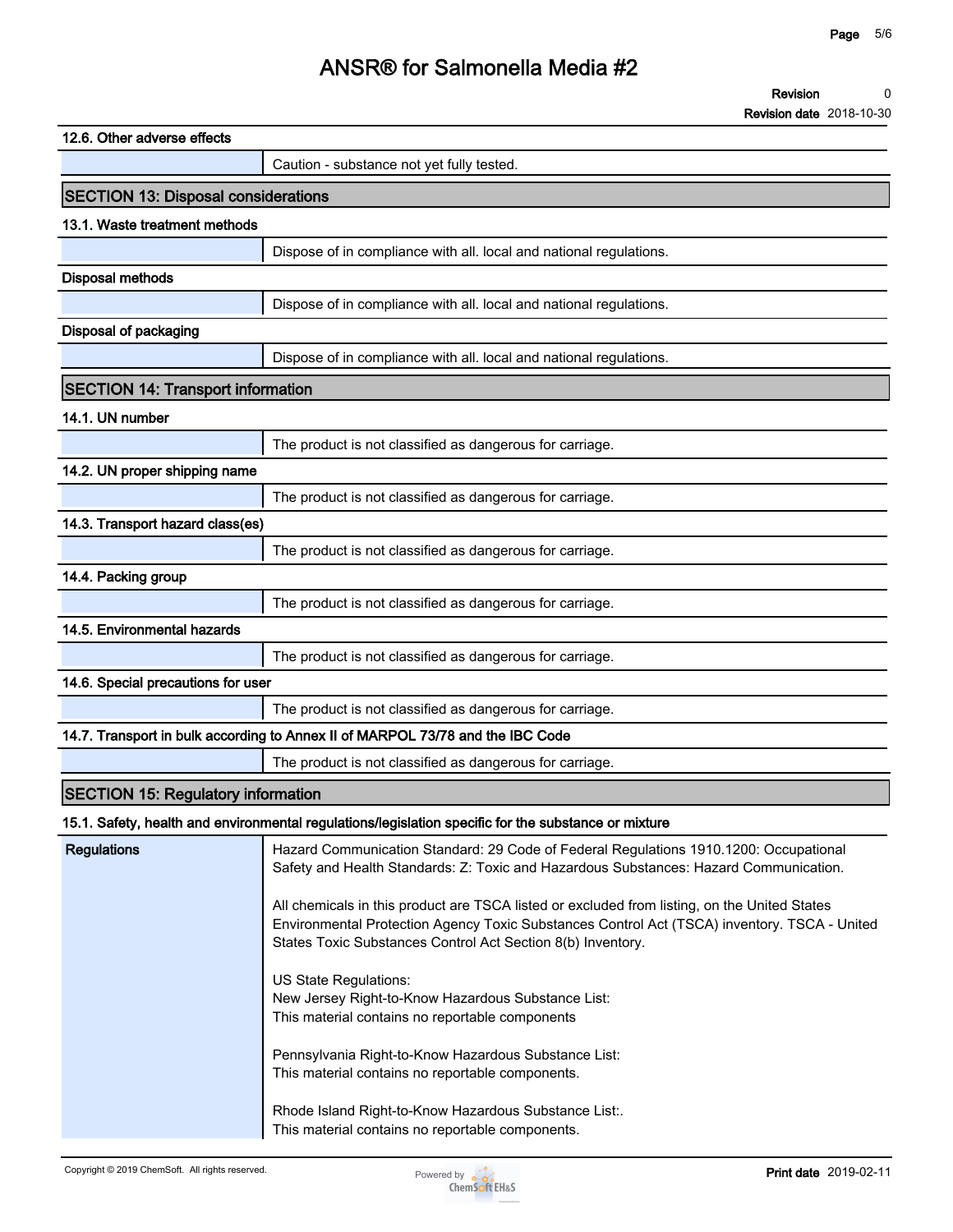### 12.6. Other adverse effects

| | |
|---|---|
| | Caution - substance not yet fully tested. |

## SECTION 13: Disposal considerations

### 13.1. Waste treatment methods

| | |
|---|---|
| | Dispose of in compliance with all. local and national regulations. |

**Disposal methods**

| | |
|---|---|
| | Dispose of in compliance with all. local and national regulations. |

**Disposal of packaging**

| | |
|---|---|
| | Dispose of in compliance with all. local and national regulations. |

## SECTION 14: Transport information

### 14.1. UN number

| | |
|---|---|
| | The product is not classified as dangerous for carriage. |

### 14.2. UN proper shipping name

| | |
|---|---|
| | The product is not classified as dangerous for carriage. |

### 14.3. Transport hazard class(es)

| | |
|---|---|
| | The product is not classified as dangerous for carriage. |

### 14.4. Packing group

| | |
|---|---|
| | The product is not classified as dangerous for carriage. |

### 14.5. Environmental hazards

| | |
|---|---|
| | The product is not classified as dangerous for carriage. |

### 14.6. Special precautions for user

| | |
|---|---|
| | The product is not classified as dangerous for carriage. |

### 14.7. Transport in bulk according to Annex II of MARPOL 73/78 and the IBC Code

| | |
|---|---|
| | The product is not classified as dangerous for carriage. |

## SECTION 15: Regulatory information

### 15.1. Safety, health and environmental regulations/legislation specific for the substance or mixture

| | |
|---|---|
| **Regulations** | Hazard Communication Standard: 29 Code of Federal Regulations 1910.1200: Occupational Safety and Health Standards: Z: Toxic and Hazardous Substances: Hazard Communication.<br><br>All chemicals in this product are TSCA listed or excluded from listing, on the United States Environmental Protection Agency Toxic Substances Control Act (TSCA) inventory. TSCA - United States Toxic Substances Control Act Section 8(b) Inventory.<br><br>US State Regulations:<br>New Jersey Right-to-Know Hazardous Substance List:<br>This material contains no reportable components<br><br>Pennsylvania Right-to-Know Hazardous Substance List:<br>This material contains no reportable components.<br><br>Rhode Island Right-to-Know Hazardous Substance List:.<br>This material contains no reportable components. |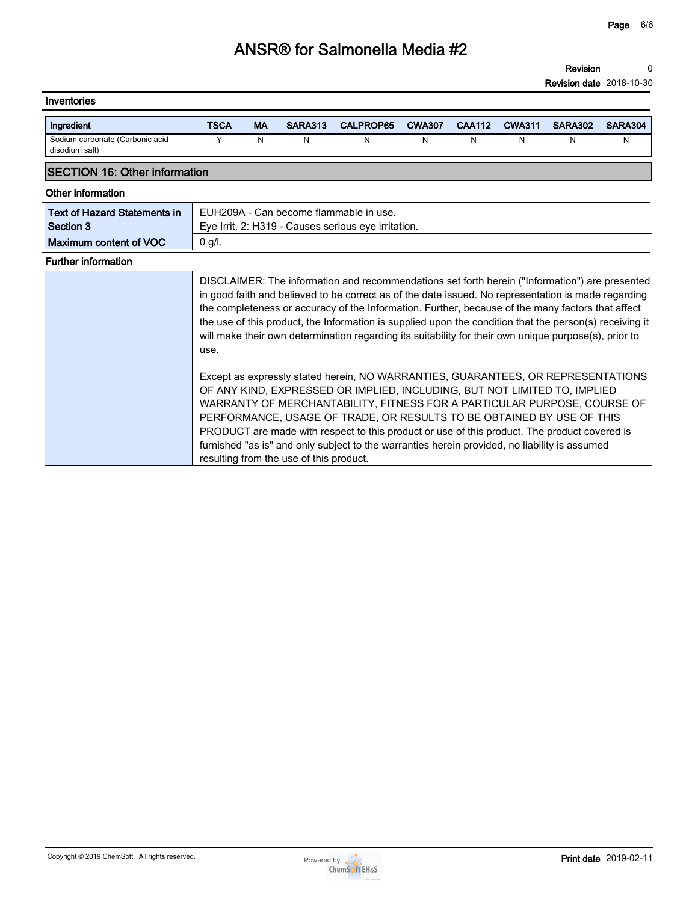## Inventories

| Ingredient | TSCA | MA | SARA313 | CALPROP65 | CWA307 | CAA112 | CWA311 | SARA302 | SARA304 |
|---|---|---|---|---|---|---|---|---|---|
| Sodium carbonate (Carbonic acid disodium salt) | Y | N | N | N | N | N | N | N | N |

## SECTION 16: Other information

### Other information

| | |
|---|---|
| Text of Hazard Statements in Section 3 | EUH209A - Can become flammable in use.<br>Eye Irrit. 2: H319 - Causes serious eye irritation. |
| Maximum content of VOC | 0 g/l. |

### Further information

DISCLAIMER: The information and recommendations set forth herein ("Information") are presented in good faith and believed to be correct as of the date issued. No representation is made regarding the completeness or accuracy of the Information. Further, because of the many factors that affect the use of this product, the Information is supplied upon the condition that the person(s) receiving it will make their own determination regarding its suitability for their own unique purpose(s), prior to use.

Except as expressly stated herein, NO WARRANTIES, GUARANTEES, OR REPRESENTATIONS OF ANY KIND, EXPRESSED OR IMPLIED, INCLUDING, BUT NOT LIMITED TO, IMPLIED WARRANTY OF MERCHANTABILITY, FITNESS FOR A PARTICULAR PURPOSE, COURSE OF PERFORMANCE, USAGE OF TRADE, OR RESULTS TO BE OBTAINED BY USE OF THIS PRODUCT are made with respect to this product or use of this product. The product covered is furnished "as is" and only subject to the warranties herein provided, no liability is assumed resulting from the use of this product.